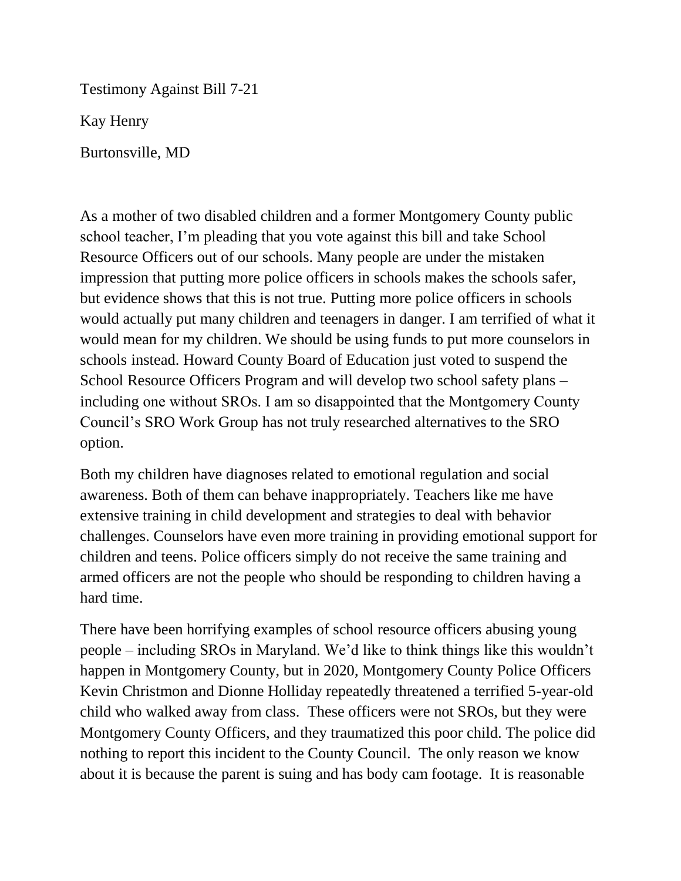Testimony Against Bill 7-21

Kay Henry

Burtonsville, MD

As a mother of two disabled children and a former Montgomery County public school teacher, I'm pleading that you vote against this bill and take School Resource Officers out of our schools. Many people are under the mistaken impression that putting more police officers in schools makes the schools safer, but evidence shows that this is not true. Putting more police officers in schools would actually put many children and teenagers in danger. I am terrified of what it would mean for my children. We should be using funds to put more counselors in schools instead. Howard County Board of Education just voted to suspend the School Resource Officers Program and will develop two school safety plans – including one without SROs. I am so disappointed that the Montgomery County Council's SRO Work Group has not truly researched alternatives to the SRO option.

Both my children have diagnoses related to emotional regulation and social awareness. Both of them can behave inappropriately. Teachers like me have extensive training in child development and strategies to deal with behavior challenges. Counselors have even more training in providing emotional support for children and teens. Police officers simply do not receive the same training and armed officers are not the people who should be responding to children having a hard time.

There have been horrifying examples of school resource officers abusing young people – including SROs in Maryland. We'd like to think things like this wouldn't happen in Montgomery County, but in 2020, Montgomery County Police Officers Kevin Christmon and Dionne Holliday repeatedly threatened a terrified 5-year-old child who walked away from class. These officers were not SROs, but they were Montgomery County Officers, and they traumatized this poor child. The police did nothing to report this incident to the County Council. The only reason we know about it is because the parent is suing and has body cam footage. It is reasonable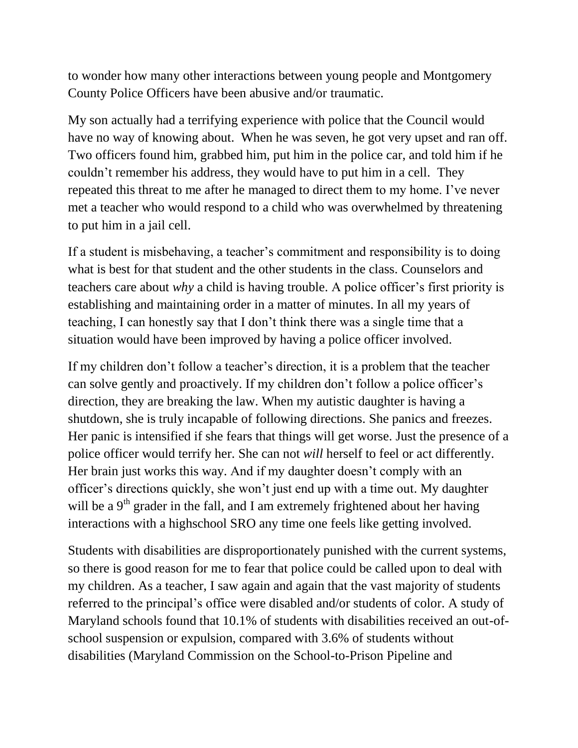to wonder how many other interactions between young people and Montgomery County Police Officers have been abusive and/or traumatic.

My son actually had a terrifying experience with police that the Council would have no way of knowing about. When he was seven, he got very upset and ran off. Two officers found him, grabbed him, put him in the police car, and told him if he couldn't remember his address, they would have to put him in a cell. They repeated this threat to me after he managed to direct them to my home. I've never met a teacher who would respond to a child who was overwhelmed by threatening to put him in a jail cell.

If a student is misbehaving, a teacher's commitment and responsibility is to doing what is best for that student and the other students in the class. Counselors and teachers care about *why* a child is having trouble. A police officer's first priority is establishing and maintaining order in a matter of minutes. In all my years of teaching, I can honestly say that I don't think there was a single time that a situation would have been improved by having a police officer involved.

If my children don't follow a teacher's direction, it is a problem that the teacher can solve gently and proactively. If my children don't follow a police officer's direction, they are breaking the law. When my autistic daughter is having a shutdown, she is truly incapable of following directions. She panics and freezes. Her panic is intensified if she fears that things will get worse. Just the presence of a police officer would terrify her. She can not *will* herself to feel or act differently. Her brain just works this way. And if my daughter doesn't comply with an officer's directions quickly, she won't just end up with a time out. My daughter will be a 9th grader in the fall, and I am extremely frightened about her having interactions with a highschool SRO any time one feels like getting involved.

Students with disabilities are disproportionately punished with the current systems, so there is good reason for me to fear that police could be called upon to deal with my children. As a teacher, I saw again and again that the vast majority of students referred to the principal's office were disabled and/or students of color. A study of Maryland schools found that 10.1% of students with disabilities received an out-of-school suspension or expulsion, compared with 3.6% of students without disabilities (Maryland Commission on the School-to-Prison Pipeline and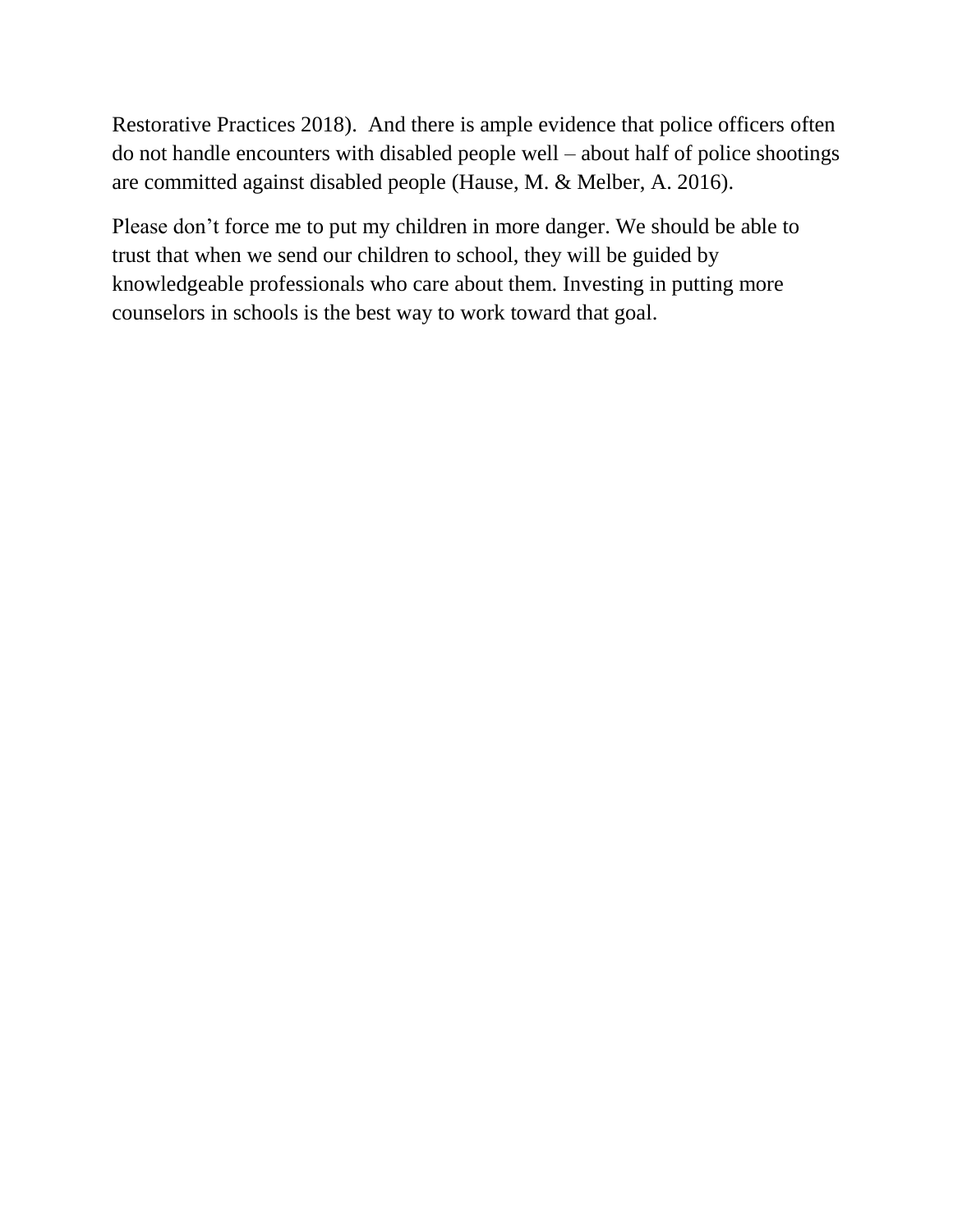Restorative Practices 2018). And there is ample evidence that police officers often do not handle encounters with disabled people well – about half of police shootings are committed against disabled people (Hause, M. & Melber, A. 2016).

Please don't force me to put my children in more danger. We should be able to trust that when we send our children to school, they will be guided by knowledgeable professionals who care about them. Investing in putting more counselors in schools is the best way to work toward that goal.